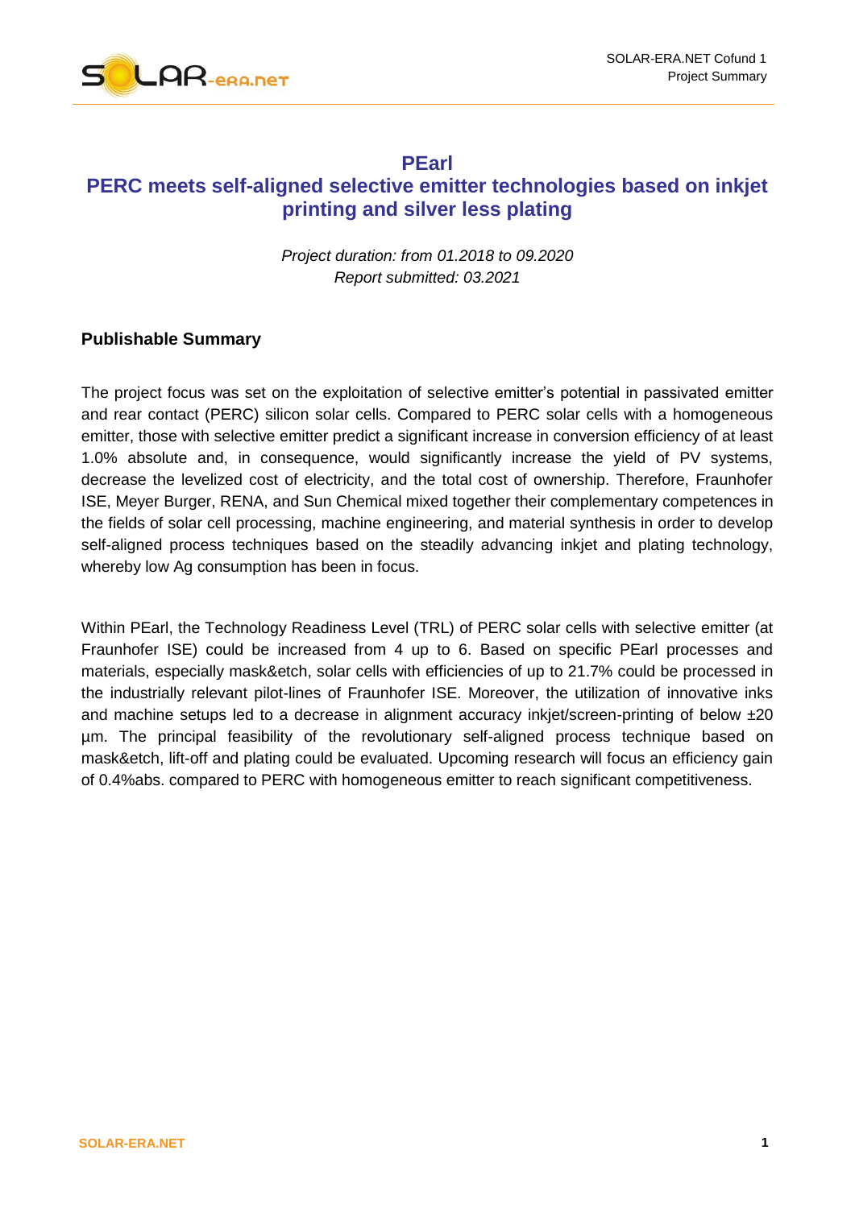# PEarl

## PERC meets self-aligned selective emitter technologies based on inkjet printing and silver less plating

*Project duration: from 01.2018 to 09.2020*
*Report submitted: 03.2021*

### Publishable Summary

The project focus was set on the exploitation of selective emitter's potential in passivated emitter and rear contact (PERC) silicon solar cells. Compared to PERC solar cells with a homogeneous emitter, those with selective emitter predict a significant increase in conversion efficiency of at least 1.0% absolute and, in consequence, would significantly increase the yield of PV systems, decrease the levelized cost of electricity, and the total cost of ownership. Therefore, Fraunhofer ISE, Meyer Burger, RENA, and Sun Chemical mixed together their complementary competences in the fields of solar cell processing, machine engineering, and material synthesis in order to develop self-aligned process techniques based on the steadily advancing inkjet and plating technology, whereby low Ag consumption has been in focus.

Within PEarl, the Technology Readiness Level (TRL) of PERC solar cells with selective emitter (at Fraunhofer ISE) could be increased from 4 up to 6. Based on specific PEarl processes and materials, especially mask&etch, solar cells with efficiencies of up to 21.7% could be processed in the industrially relevant pilot-lines of Fraunhofer ISE. Moreover, the utilization of innovative inks and machine setups led to a decrease in alignment accuracy inkjet/screen-printing of below ±20 µm. The principal feasibility of the revolutionary self-aligned process technique based on mask&etch, lift-off and plating could be evaluated. Upcoming research will focus an efficiency gain of 0.4%abs. compared to PERC with homogeneous emitter to reach significant competitiveness.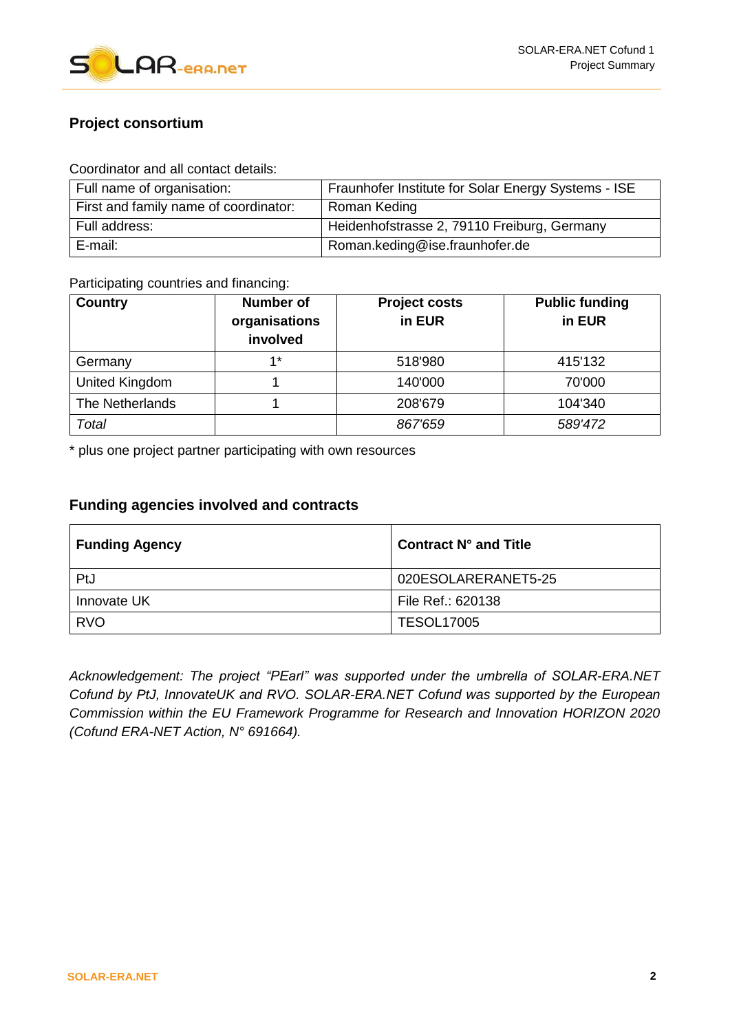## Project consortium

Coordinator and all contact details:

| | |
|---|---|
| Full name of organisation: | Fraunhofer Institute for Solar Energy Systems - ISE |
| First and family name of coordinator: | Roman Keding |
| Full address: | Heidenhofstrasse 2, 79110 Freiburg, Germany |
| E-mail: | Roman.keding@ise.fraunhofer.de |

Participating countries and financing:

| Country | Number of organisations involved | Project costs in EUR | Public funding in EUR |
|---|---|---|---|
| Germany | 1* | 518'980 | 415'132 |
| United Kingdom | 1 | 140'000 | 70'000 |
| The Netherlands | 1 | 208'679 | 104'340 |
| *Total* | | *867'659* | *589'472* |

* plus one project partner participating with own resources

## Funding agencies involved and contracts

| Funding Agency | Contract N° and Title |
|---|---|
| PtJ | 020ESOLARERANET5-25 |
| Innovate UK | File Ref.: 620138 |
| RVO | TESOL17005 |

*Acknowledgement: The project "PEarl" was supported under the umbrella of SOLAR-ERA.NET Cofund by PtJ, InnovateUK and RVO. SOLAR-ERA.NET Cofund was supported by the European Commission within the EU Framework Programme for Research and Innovation HORIZON 2020 (Cofund ERA-NET Action, N° 691664).*